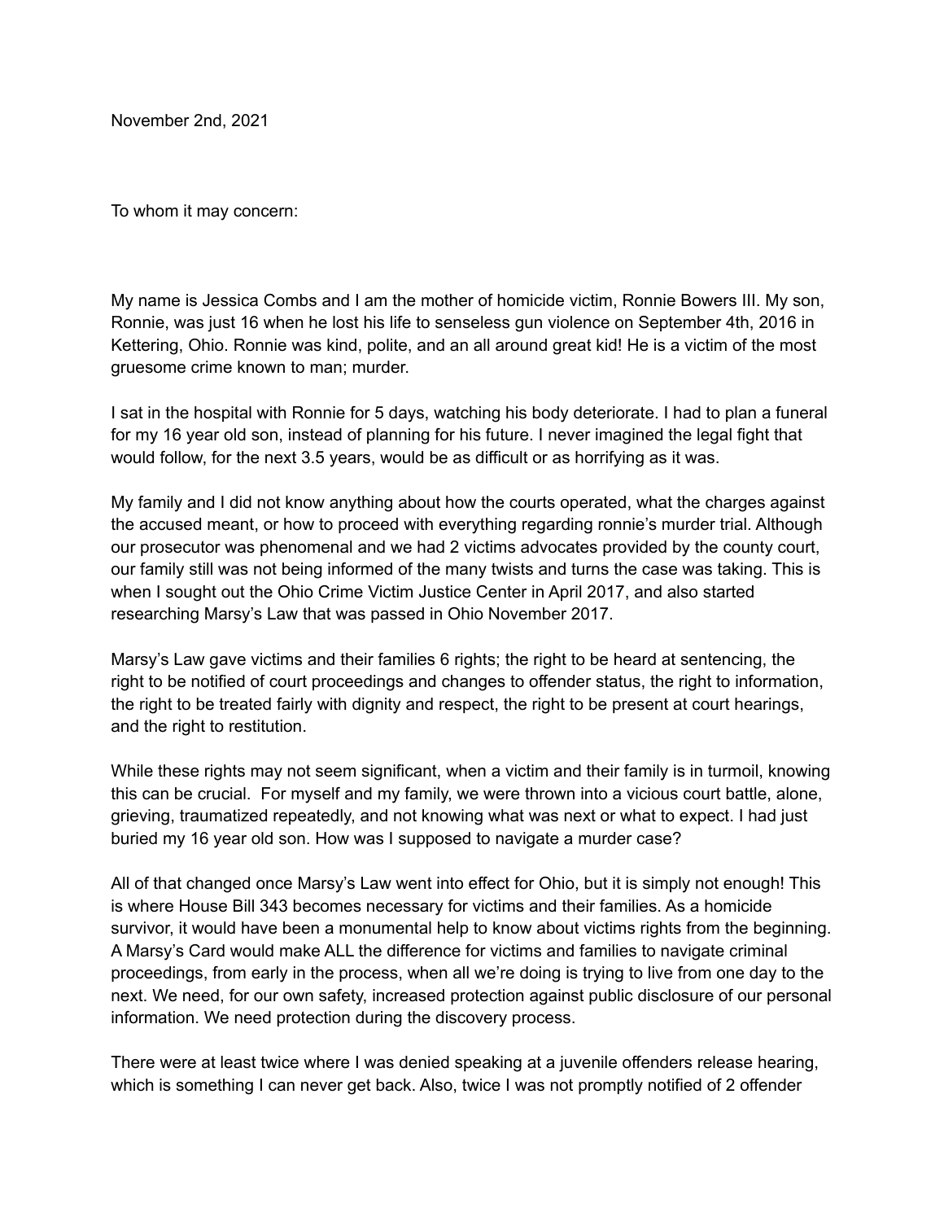November 2nd, 2021

To whom it may concern:

My name is Jessica Combs and I am the mother of homicide victim, Ronnie Bowers III. My son, Ronnie, was just 16 when he lost his life to senseless gun violence on September 4th, 2016 in Kettering, Ohio. Ronnie was kind, polite, and an all around great kid! He is a victim of the most gruesome crime known to man; murder.

I sat in the hospital with Ronnie for 5 days, watching his body deteriorate. I had to plan a funeral for my 16 year old son, instead of planning for his future. I never imagined the legal fight that would follow, for the next 3.5 years, would be as difficult or as horrifying as it was.

My family and I did not know anything about how the courts operated, what the charges against the accused meant, or how to proceed with everything regarding ronnie's murder trial. Although our prosecutor was phenomenal and we had 2 victims advocates provided by the county court, our family still was not being informed of the many twists and turns the case was taking. This is when I sought out the Ohio Crime Victim Justice Center in April 2017, and also started researching Marsy's Law that was passed in Ohio November 2017.

Marsy's Law gave victims and their families 6 rights; the right to be heard at sentencing, the right to be notified of court proceedings and changes to offender status, the right to information, the right to be treated fairly with dignity and respect, the right to be present at court hearings, and the right to restitution.

While these rights may not seem significant, when a victim and their family is in turmoil, knowing this can be crucial. For myself and my family, we were thrown into a vicious court battle, alone, grieving, traumatized repeatedly, and not knowing what was next or what to expect. I had just buried my 16 year old son. How was I supposed to navigate a murder case?

All of that changed once Marsy's Law went into effect for Ohio, but it is simply not enough! This is where House Bill 343 becomes necessary for victims and their families. As a homicide survivor, it would have been a monumental help to know about victims rights from the beginning. A Marsy's Card would make ALL the difference for victims and families to navigate criminal proceedings, from early in the process, when all we're doing is trying to live from one day to the next. We need, for our own safety, increased protection against public disclosure of our personal information. We need protection during the discovery process.

There were at least twice where I was denied speaking at a juvenile offenders release hearing, which is something I can never get back. Also, twice I was not promptly notified of 2 offender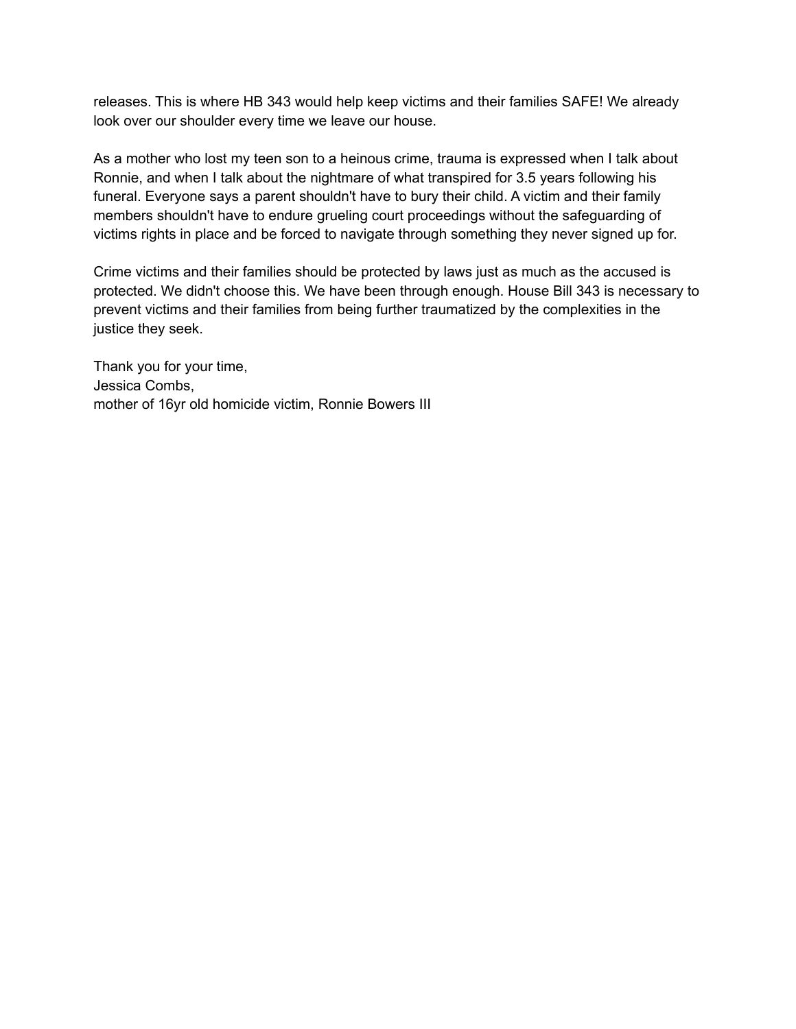releases. This is where HB 343 would help keep victims and their families SAFE! We already look over our shoulder every time we leave our house.

As a mother who lost my teen son to a heinous crime, trauma is expressed when I talk about Ronnie, and when I talk about the nightmare of what transpired for 3.5 years following his funeral. Everyone says a parent shouldn't have to bury their child. A victim and their family members shouldn't have to endure grueling court proceedings without the safeguarding of victims rights in place and be forced to navigate through something they never signed up for.

Crime victims and their families should be protected by laws just as much as the accused is protected. We didn't choose this. We have been through enough. House Bill 343 is necessary to prevent victims and their families from being further traumatized by the complexities in the justice they seek.

Thank you for your time,
Jessica Combs,
mother of 16yr old homicide victim, Ronnie Bowers III